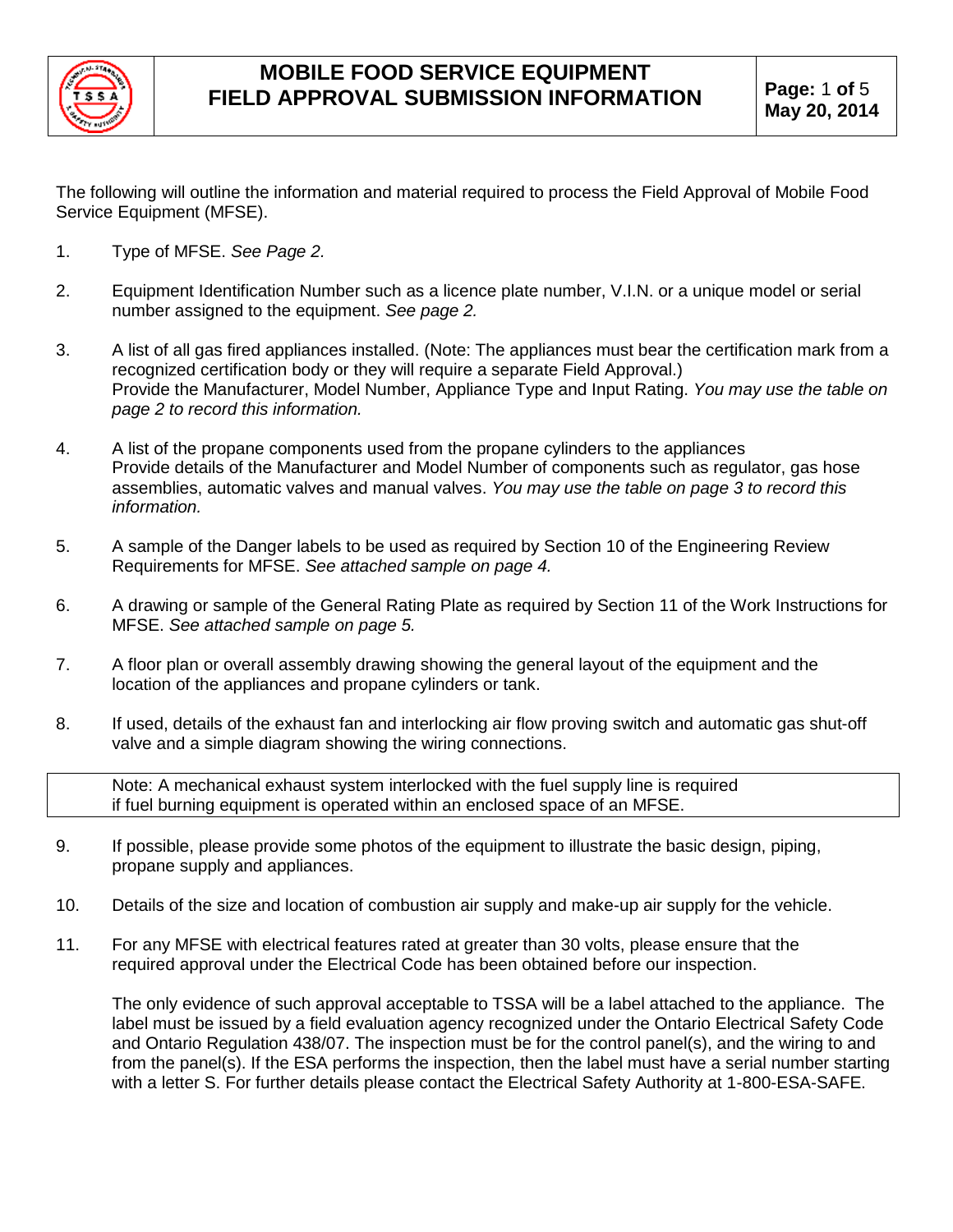# MOBILE FOOD SERVICE EQUIPMENT FIELD APPROVAL SUBMISSION INFORMATION

**May 20, 2014**

The following will outline the information and material required to process the Field Approval of Mobile Food Service Equipment (MFSE).

1. Type of MFSE. *See Page 2.*

2. Equipment Identification Number such as a licence plate number, V.I.N. or a unique model or serial number assigned to the equipment. *See page 2.*

3. A list of all gas fired appliances installed. (Note: The appliances must bear the certification mark from a recognized certification body or they will require a separate Field Approval.) Provide the Manufacturer, Model Number, Appliance Type and Input Rating. *You may use the table on page 2 to record this information.*

4. A list of the propane components used from the propane cylinders to the appliances Provide details of the Manufacturer and Model Number of components such as regulator, gas hose assemblies, automatic valves and manual valves. *You may use the table on page 3 to record this information.*

5. A sample of the Danger labels to be used as required by Section 10 of the Engineering Review Requirements for MFSE. *See attached sample on page 4.*

6. A drawing or sample of the General Rating Plate as required by Section 11 of the Work Instructions for MFSE. *See attached sample on page 5.*

7. A floor plan or overall assembly drawing showing the general layout of the equipment and the location of the appliances and propane cylinders or tank.

8. If used, details of the exhaust fan and interlocking air flow proving switch and automatic gas shut-off valve and a simple diagram showing the wiring connections.

> Note: A mechanical exhaust system interlocked with the fuel supply line is required if fuel burning equipment is operated within an enclosed space of an MFSE.

9. If possible, please provide some photos of the equipment to illustrate the basic design, piping, propane supply and appliances.

10. Details of the size and location of combustion air supply and make-up air supply for the vehicle.

11. For any MFSE with electrical features rated at greater than 30 volts, please ensure that the required approval under the Electrical Code has been obtained before our inspection.

    The only evidence of such approval acceptable to TSSA will be a label attached to the appliance. The label must be issued by a field evaluation agency recognized under the Ontario Electrical Safety Code and Ontario Regulation 438/07. The inspection must be for the control panel(s), and the wiring to and from the panel(s). If the ESA performs the inspection, then the label must have a serial number starting with a letter S. For further details please contact the Electrical Safety Authority at 1-800-ESA-SAFE.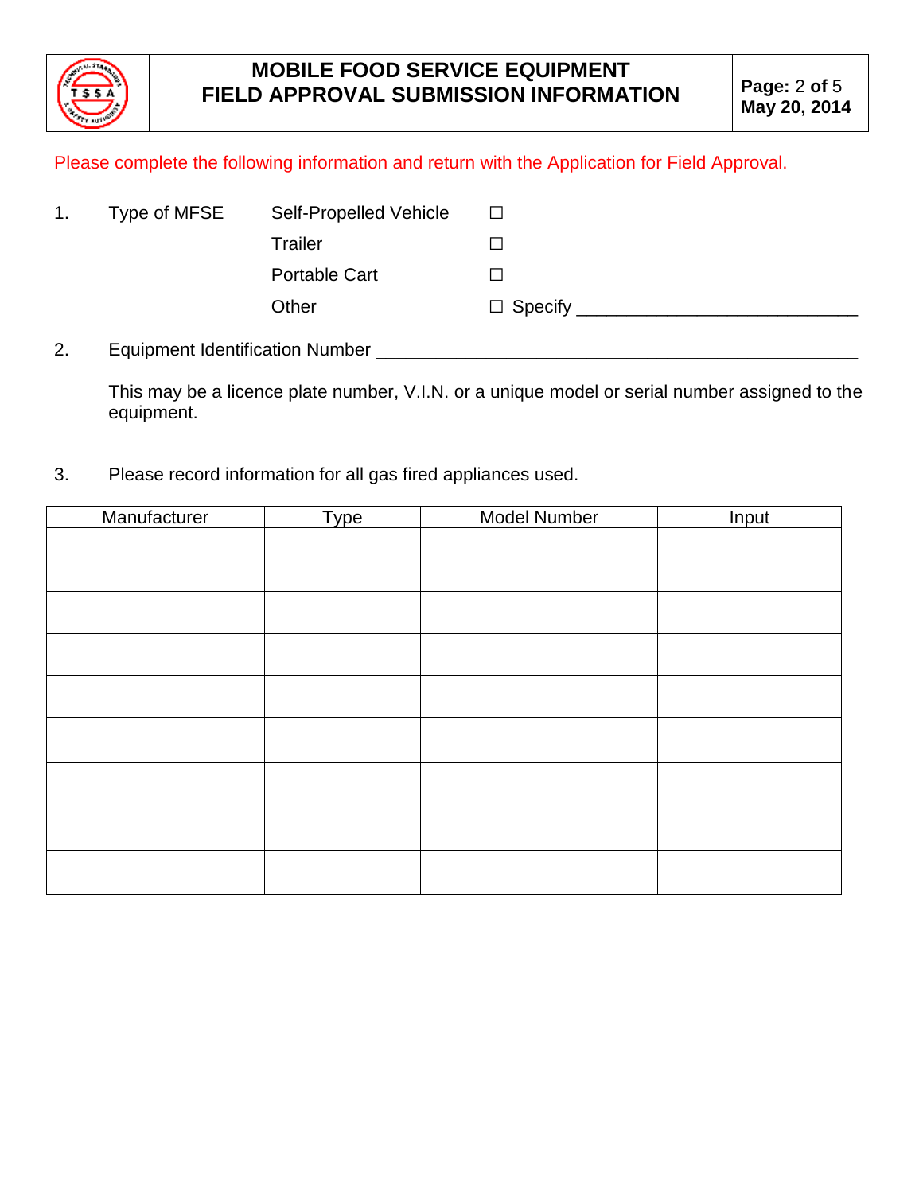# MOBILE FOOD SERVICE EQUIPMENT FIELD APPROVAL SUBMISSION INFORMATION

Please complete the following information and return with the Application for Field Approval.

1. Type of MFSE
   - Self-Propelled Vehicle ☐
   - Trailer ☐
   - Portable Cart ☐
   - Other ☐ Specify ____________________________

2. Equipment Identification Number ______________________________________________

   This may be a licence plate number, V.I.N. or a unique model or serial number assigned to the equipment.

3. Please record information for all gas fired appliances used.

| Manufacturer | Type | Model Number | Input |
|---|---|---|---|
| | | | |
| | | | |
| | | | |
| | | | |
| | | | |
| | | | |
| | | | |
| | | | |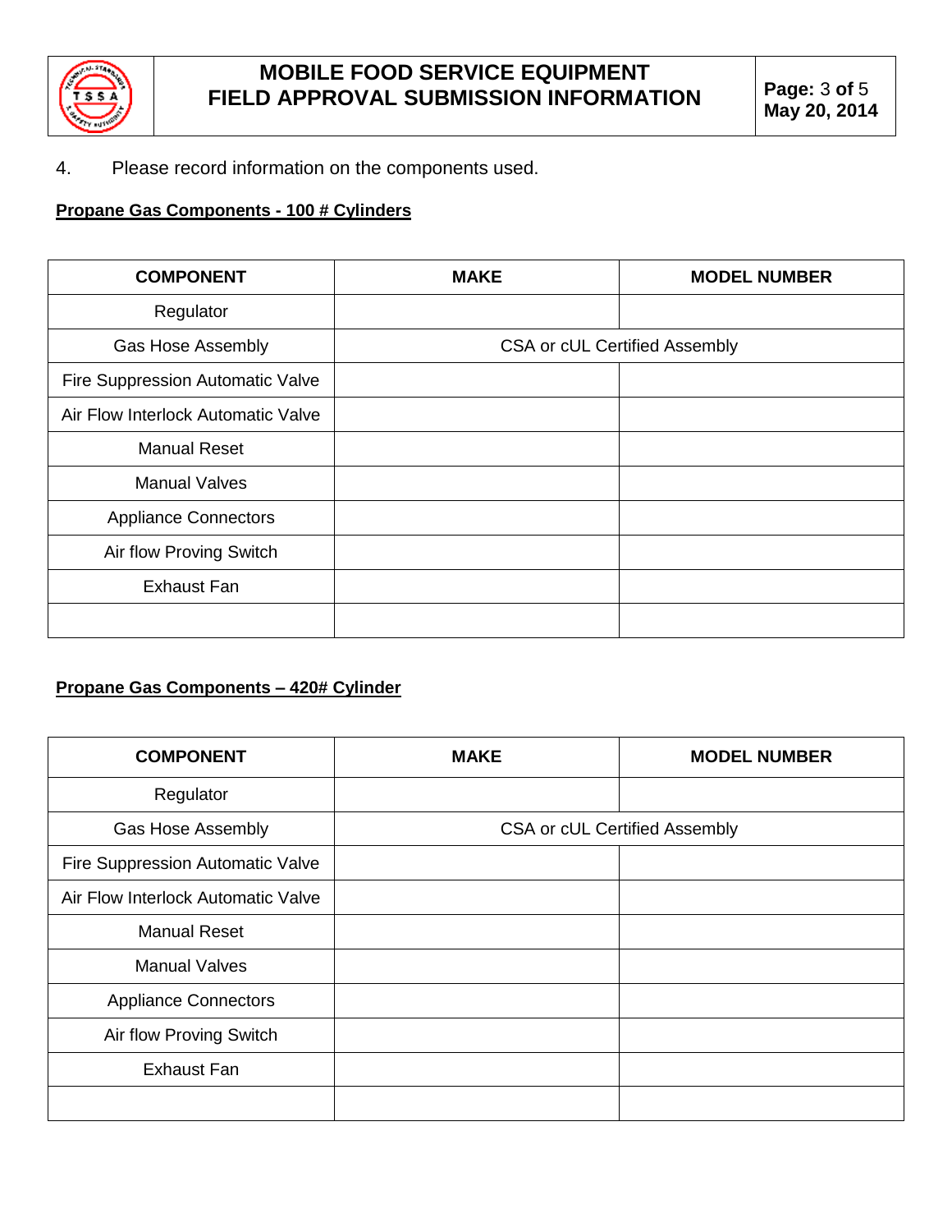4. Please record information on the components used.

**Propane Gas Components - 100 # Cylinders**

| COMPONENT | MAKE | MODEL NUMBER |
|---|---|---|
| Regulator | | |
| Gas Hose Assembly | CSA or cUL Certified Assembly | |
| Fire Suppression Automatic Valve | | |
| Air Flow Interlock Automatic Valve | | |
| Manual Reset | | |
| Manual Valves | | |
| Appliance Connectors | | |
| Air flow Proving Switch | | |
| Exhaust Fan | | |
| | | |

**Propane Gas Components – 420# Cylinder**

| COMPONENT | MAKE | MODEL NUMBER |
|---|---|---|
| Regulator | | |
| Gas Hose Assembly | CSA or cUL Certified Assembly | |
| Fire Suppression Automatic Valve | | |
| Air Flow Interlock Automatic Valve | | |
| Manual Reset | | |
| Manual Valves | | |
| Appliance Connectors | | |
| Air flow Proving Switch | | |
| Exhaust Fan | | |
| | | |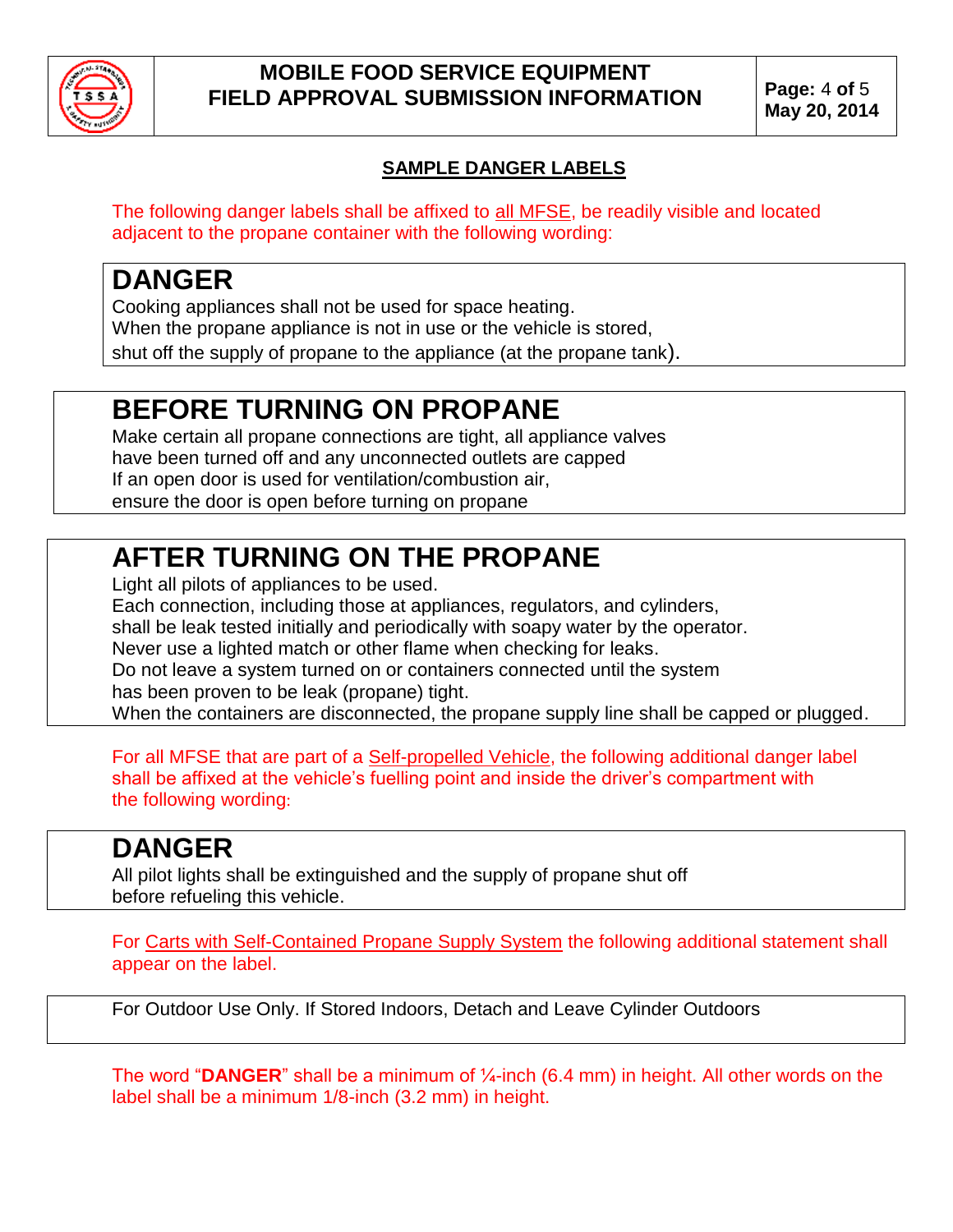## SAMPLE DANGER LABELS

The following danger labels shall be affixed to all MFSE, be readily visible and located adjacent to the propane container with the following wording:

> **DANGER**
>
> Cooking appliances shall not be used for space heating.
> When the propane appliance is not in use or the vehicle is stored,
> shut off the supply of propane to the appliance (at the propane tank).

> **BEFORE TURNING ON PROPANE**
>
> Make certain all propane connections are tight, all appliance valves
> have been turned off and any unconnected outlets are capped
> If an open door is used for ventilation/combustion air,
> ensure the door is open before turning on propane

> **AFTER TURNING ON THE PROPANE**
>
> Light all pilots of appliances to be used.
> Each connection, including those at appliances, regulators, and cylinders,
> shall be leak tested initially and periodically with soapy water by the operator.
> Never use a lighted match or other flame when checking for leaks.
> Do not leave a system turned on or containers connected until the system
> has been proven to be leak (propane) tight.
> When the containers are disconnected, the propane supply line shall be capped or plugged.

For all MFSE that are part of a Self-propelled Vehicle, the following additional danger label shall be affixed at the vehicle's fuelling point and inside the driver's compartment with the following wording:

> **DANGER**
>
> All pilot lights shall be extinguished and the supply of propane shut off
> before refueling this vehicle.

For Carts with Self-Contained Propane Supply System the following additional statement shall appear on the label.

> For Outdoor Use Only. If Stored Indoors, Detach and Leave Cylinder Outdoors

The word "**DANGER**" shall be a minimum of ¼-inch (6.4 mm) in height. All other words on the label shall be a minimum 1/8-inch (3.2 mm) in height.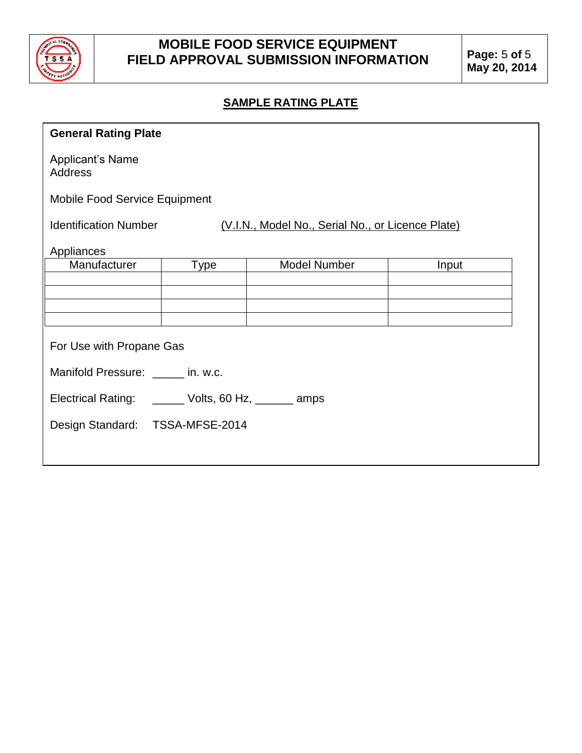## SAMPLE RATING PLATE

**General Rating Plate**

Applicant's Name
Address

Mobile Food Service Equipment

Identification Number (V.I.N., Model No., Serial No., or Licence Plate)

Appliances

| Manufacturer | Type | Model Number | Input |
|---|---|---|---|
| | | | |
| | | | |
| | | | |
| | | | |

For Use with Propane Gas

Manifold Pressure: _____ in. w.c.

Electrical Rating: _____ Volts, 60 Hz, ______ amps

Design Standard: TSSA-MFSE-2014